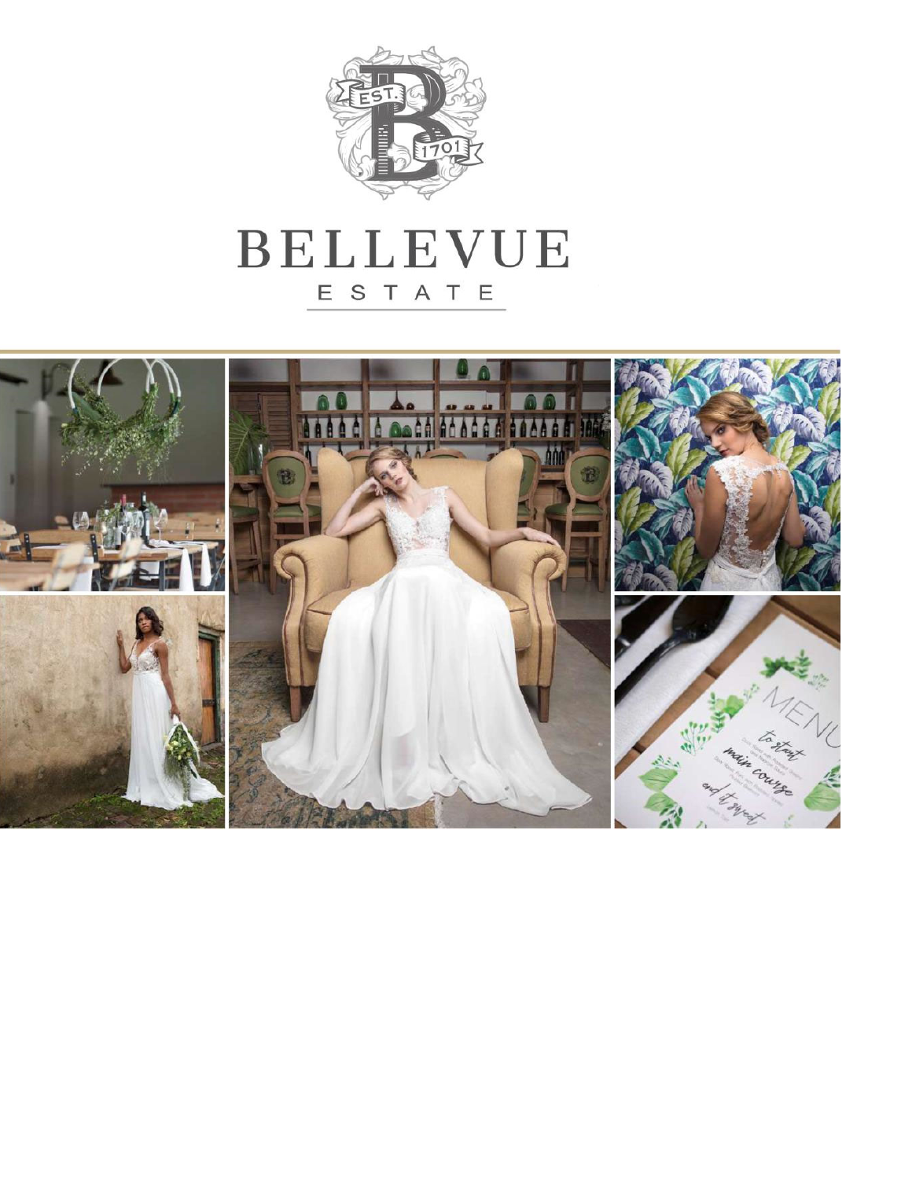# BELLEVUE

ESTATE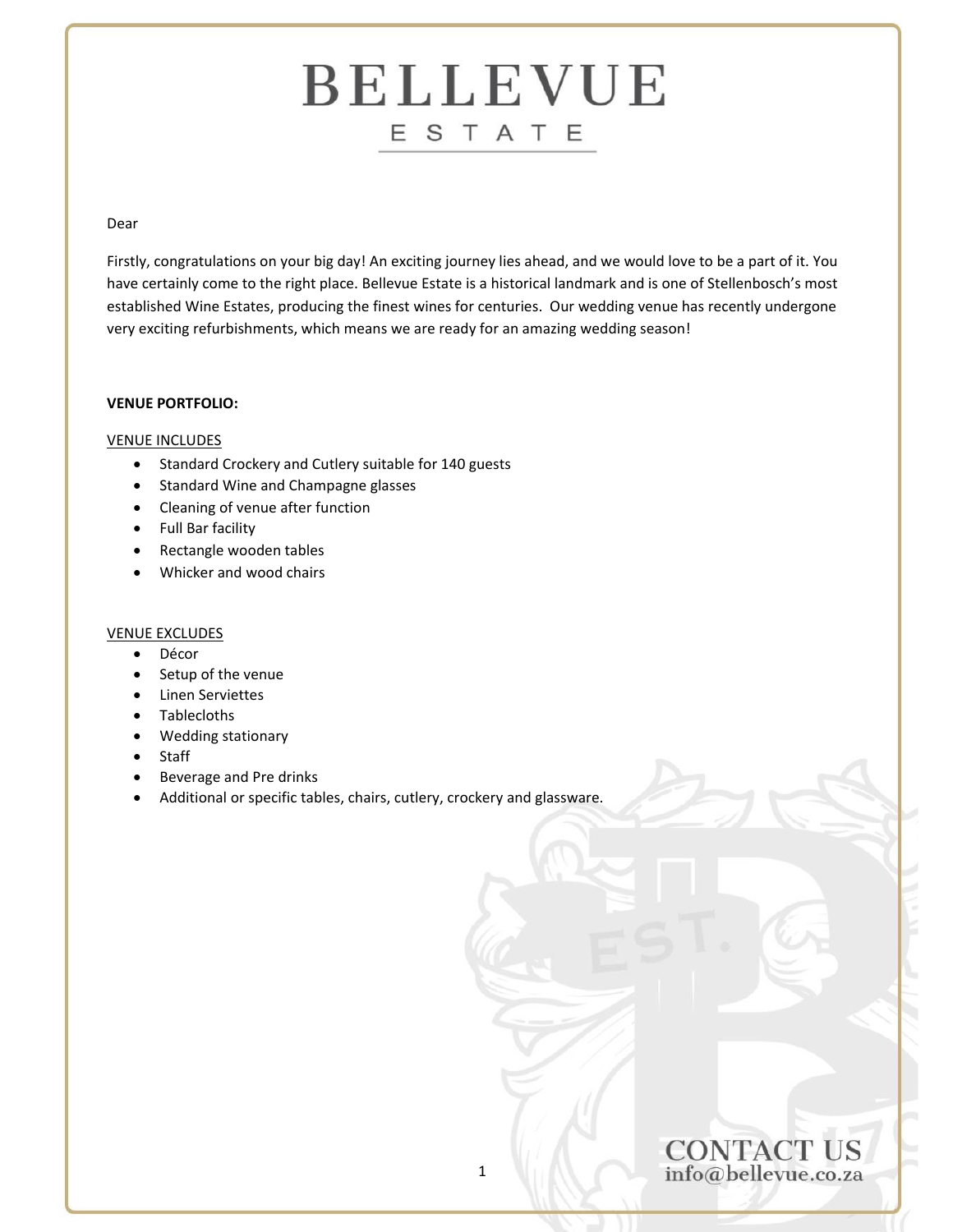# BELLEVUE
## ESTATE

Dear

Firstly, congratulations on your big day! An exciting journey lies ahead, and we would love to be a part of it. You have certainly come to the right place. Bellevue Estate is a historical landmark and is one of Stellenbosch's most established Wine Estates, producing the finest wines for centuries. Our wedding venue has recently undergone very exciting refurbishments, which means we are ready for an amazing wedding season!

**VENUE PORTFOLIO:**

VENUE INCLUDES

- Standard Crockery and Cutlery suitable for 140 guests
- Standard Wine and Champagne glasses
- Cleaning of venue after function
- Full Bar facility
- Rectangle wooden tables
- Whicker and wood chairs

VENUE EXCLUDES

- Décor
- Setup of the venue
- Linen Serviettes
- Tablecloths
- Wedding stationary
- Staff
- Beverage and Pre drinks
- Additional or specific tables, chairs, cutlery, crockery and glassware.

CONTACT US
info@bellevue.co.za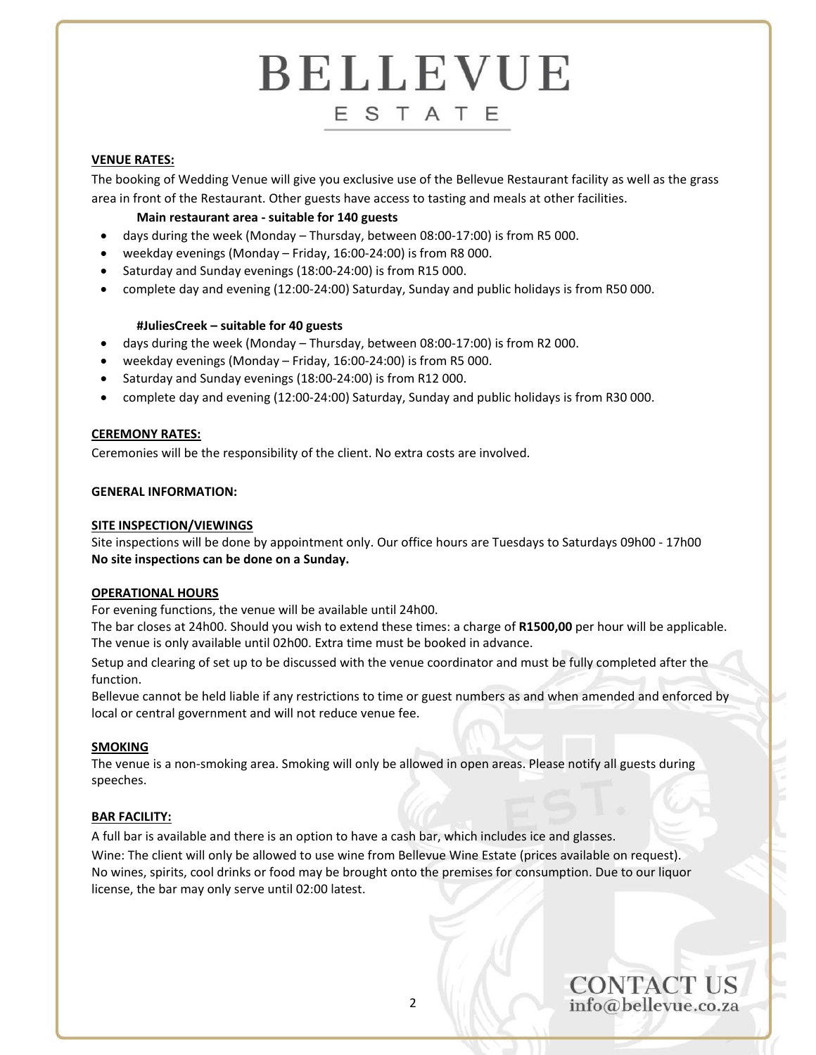# BELLEVUE
## ESTATE

**VENUE RATES:**

The booking of Wedding Venue will give you exclusive use of the Bellevue Restaurant facility as well as the grass area in front of the Restaurant. Other guests have access to tasting and meals at other facilities.

**Main restaurant area - suitable for 140 guests**

- days during the week (Monday – Thursday, between 08:00-17:00) is from R5 000.
- weekday evenings (Monday – Friday, 16:00-24:00) is from R8 000.
- Saturday and Sunday evenings (18:00-24:00) is from R15 000.
- complete day and evening (12:00-24:00) Saturday, Sunday and public holidays is from R50 000.

**#JuliesCreek – suitable for 40 guests**

- days during the week (Monday – Thursday, between 08:00-17:00) is from R2 000.
- weekday evenings (Monday – Friday, 16:00-24:00) is from R5 000.
- Saturday and Sunday evenings (18:00-24:00) is from R12 000.
- complete day and evening (12:00-24:00) Saturday, Sunday and public holidays is from R30 000.

**CEREMONY RATES:**

Ceremonies will be the responsibility of the client. No extra costs are involved.

**GENERAL INFORMATION:**

**SITE INSPECTION/VIEWINGS**

Site inspections will be done by appointment only. Our office hours are Tuesdays to Saturdays 09h00 - 17h00
**No site inspections can be done on a Sunday.**

**OPERATIONAL HOURS**

For evening functions, the venue will be available until 24h00.
The bar closes at 24h00. Should you wish to extend these times: a charge of **R1500,00** per hour will be applicable. The venue is only available until 02h00. Extra time must be booked in advance.

Setup and clearing of set up to be discussed with the venue coordinator and must be fully completed after the function.

Bellevue cannot be held liable if any restrictions to time or guest numbers as and when amended and enforced by local or central government and will not reduce venue fee.

**SMOKING**

The venue is a non-smoking area. Smoking will only be allowed in open areas. Please notify all guests during speeches.

**BAR FACILITY:**

A full bar is available and there is an option to have a cash bar, which includes ice and glasses.

Wine: The client will only be allowed to use wine from Bellevue Wine Estate (prices available on request).
No wines, spirits, cool drinks or food may be brought onto the premises for consumption. Due to our liquor license, the bar may only serve until 02:00 latest.

CONTACT US
info@bellevue.co.za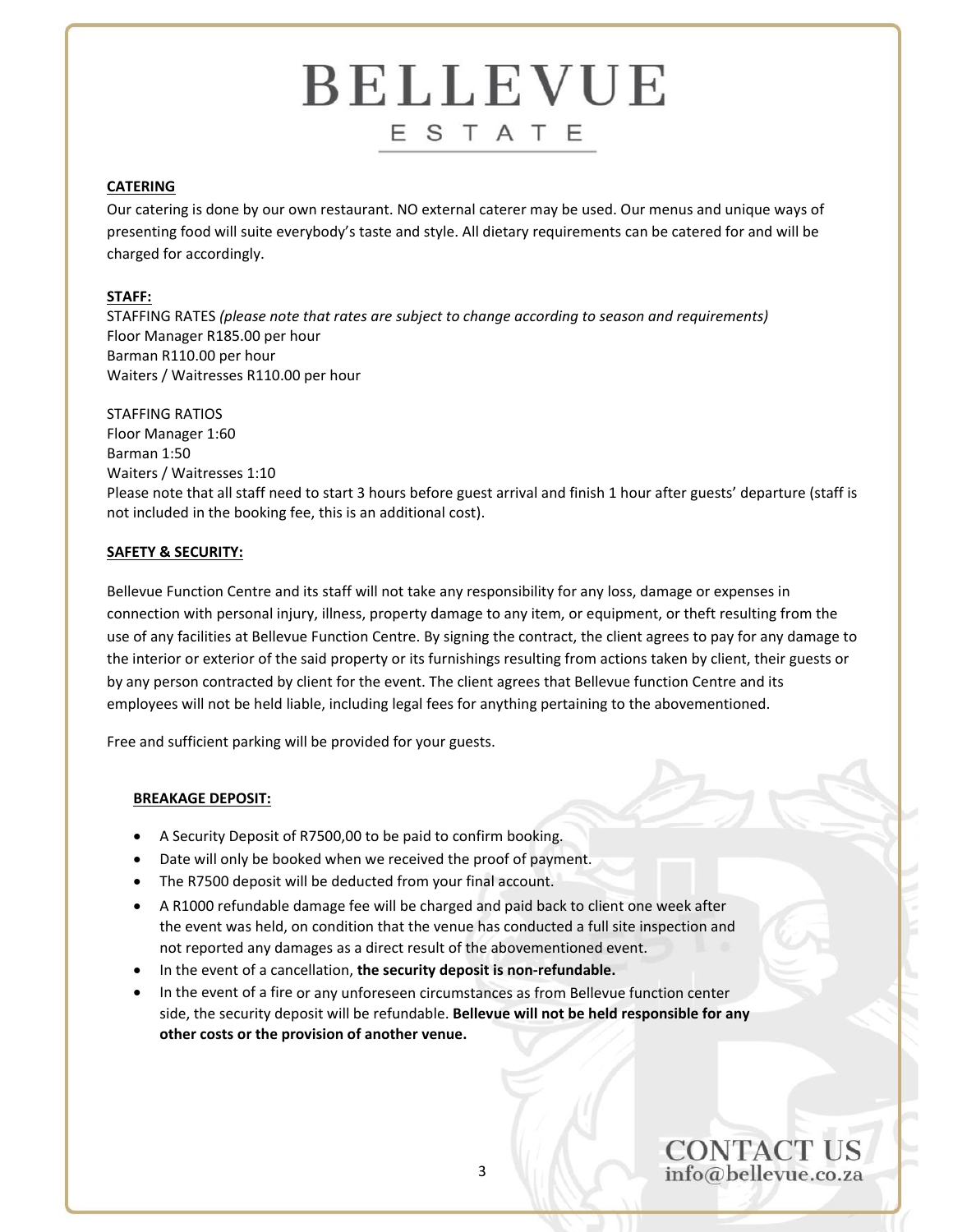**CATERING**

Our catering is done by our own restaurant. NO external caterer may be used. Our menus and unique ways of presenting food will suite everybody's taste and style. All dietary requirements can be catered for and will be charged for accordingly.

**STAFF:**

STAFFING RATES *(please note that rates are subject to change according to season and requirements)*
Floor Manager R185.00 per hour
Barman R110.00 per hour
Waiters / Waitresses R110.00 per hour

STAFFING RATIOS
Floor Manager 1:60
Barman 1:50
Waiters / Waitresses 1:10
Please note that all staff need to start 3 hours before guest arrival and finish 1 hour after guests' departure (staff is not included in the booking fee, this is an additional cost).

**SAFETY & SECURITY:**

Bellevue Function Centre and its staff will not take any responsibility for any loss, damage or expenses in connection with personal injury, illness, property damage to any item, or equipment, or theft resulting from the use of any facilities at Bellevue Function Centre. By signing the contract, the client agrees to pay for any damage to the interior or exterior of the said property or its furnishings resulting from actions taken by client, their guests or by any person contracted by client for the event. The client agrees that Bellevue function Centre and its employees will not be held liable, including legal fees for anything pertaining to the abovementioned.

Free and sufficient parking will be provided for your guests.

**BREAKAGE DEPOSIT:**

- A Security Deposit of R7500,00 to be paid to confirm booking.
- Date will only be booked when we received the proof of payment.
- The R7500 deposit will be deducted from your final account.
- A R1000 refundable damage fee will be charged and paid back to client one week after the event was held, on condition that the venue has conducted a full site inspection and not reported any damages as a direct result of the abovementioned event.
- In the event of a cancellation, **the security deposit is non-refundable.**
- In the event of a fire or any unforeseen circumstances as from Bellevue function center side, the security deposit will be refundable. **Bellevue will not be held responsible for any other costs or the provision of another venue.**

CONTACT US
info@bellevue.co.za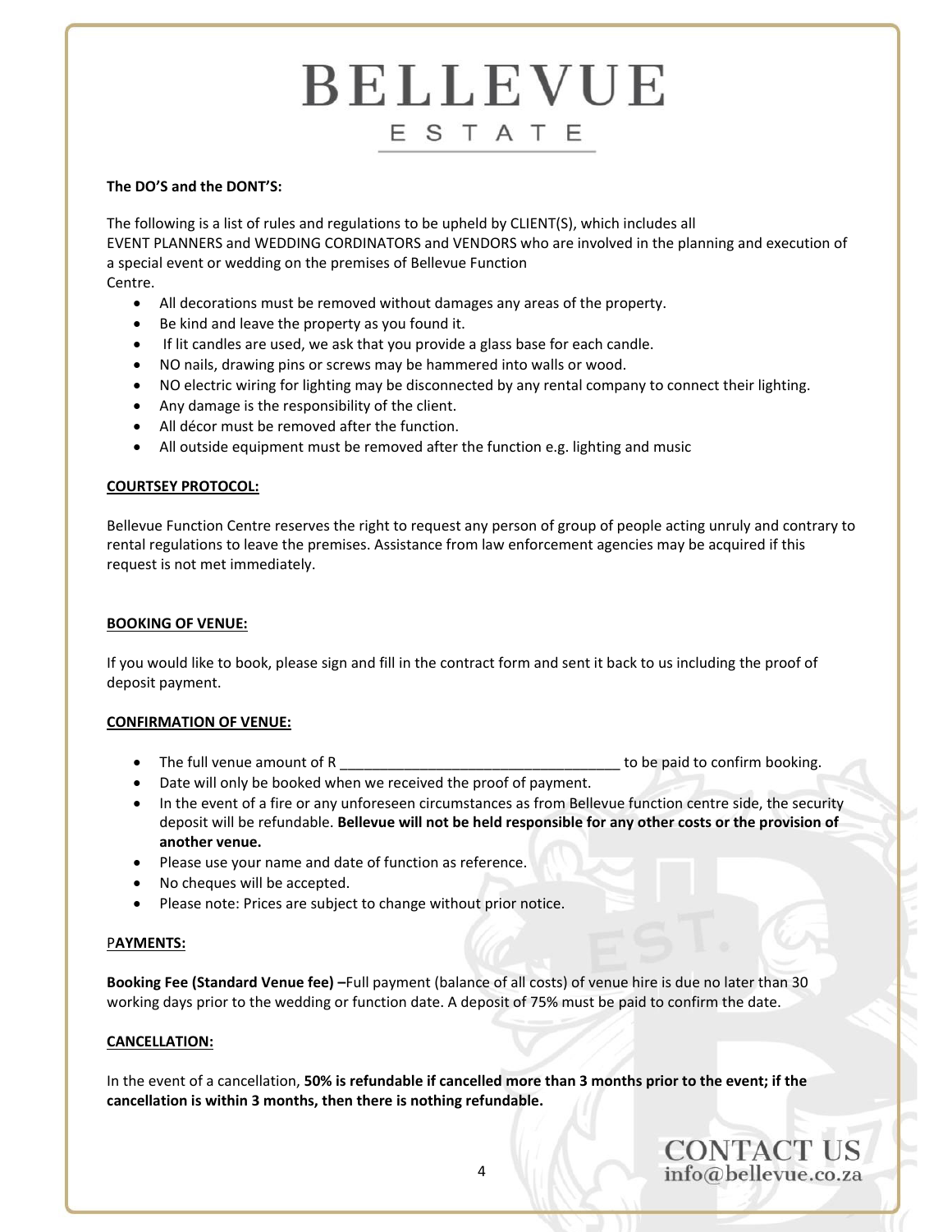# BELLEVUE
## ESTATE

**The DO'S and the DONT'S:**

The following is a list of rules and regulations to be upheld by CLIENT(S), which includes all EVENT PLANNERS and WEDDING CORDINATORS and VENDORS who are involved in the planning and execution of a special event or wedding on the premises of Bellevue Function Centre.

- All decorations must be removed without damages any areas of the property.
- Be kind and leave the property as you found it.
- If lit candles are used, we ask that you provide a glass base for each candle.
- NO nails, drawing pins or screws may be hammered into walls or wood.
- NO electric wiring for lighting may be disconnected by any rental company to connect their lighting.
- Any damage is the responsibility of the client.
- All décor must be removed after the function.
- All outside equipment must be removed after the function e.g. lighting and music

**COURTSEY PROTOCOL:**

Bellevue Function Centre reserves the right to request any person of group of people acting unruly and contrary to rental regulations to leave the premises. Assistance from law enforcement agencies may be acquired if this request is not met immediately.

**BOOKING OF VENUE:**

If you would like to book, please sign and fill in the contract form and sent it back to us including the proof of deposit payment.

**CONFIRMATION OF VENUE:**

- The full venue amount of R ___________________________________ to be paid to confirm booking.
- Date will only be booked when we received the proof of payment.
- In the event of a fire or any unforeseen circumstances as from Bellevue function centre side, the security deposit will be refundable. **Bellevue will not be held responsible for any other costs or the provision of another venue.**
- Please use your name and date of function as reference.
- No cheques will be accepted.
- Please note: Prices are subject to change without prior notice.

**PAYMENTS:**

**Booking Fee (Standard Venue fee) –**Full payment (balance of all costs) of venue hire is due no later than 30 working days prior to the wedding or function date. A deposit of 75% must be paid to confirm the date.

**CANCELLATION:**

In the event of a cancellation, **50% is refundable if cancelled more than 3 months prior to the event; if the cancellation is within 3 months, then there is nothing refundable.**

CONTACT US
info@bellevue.co.za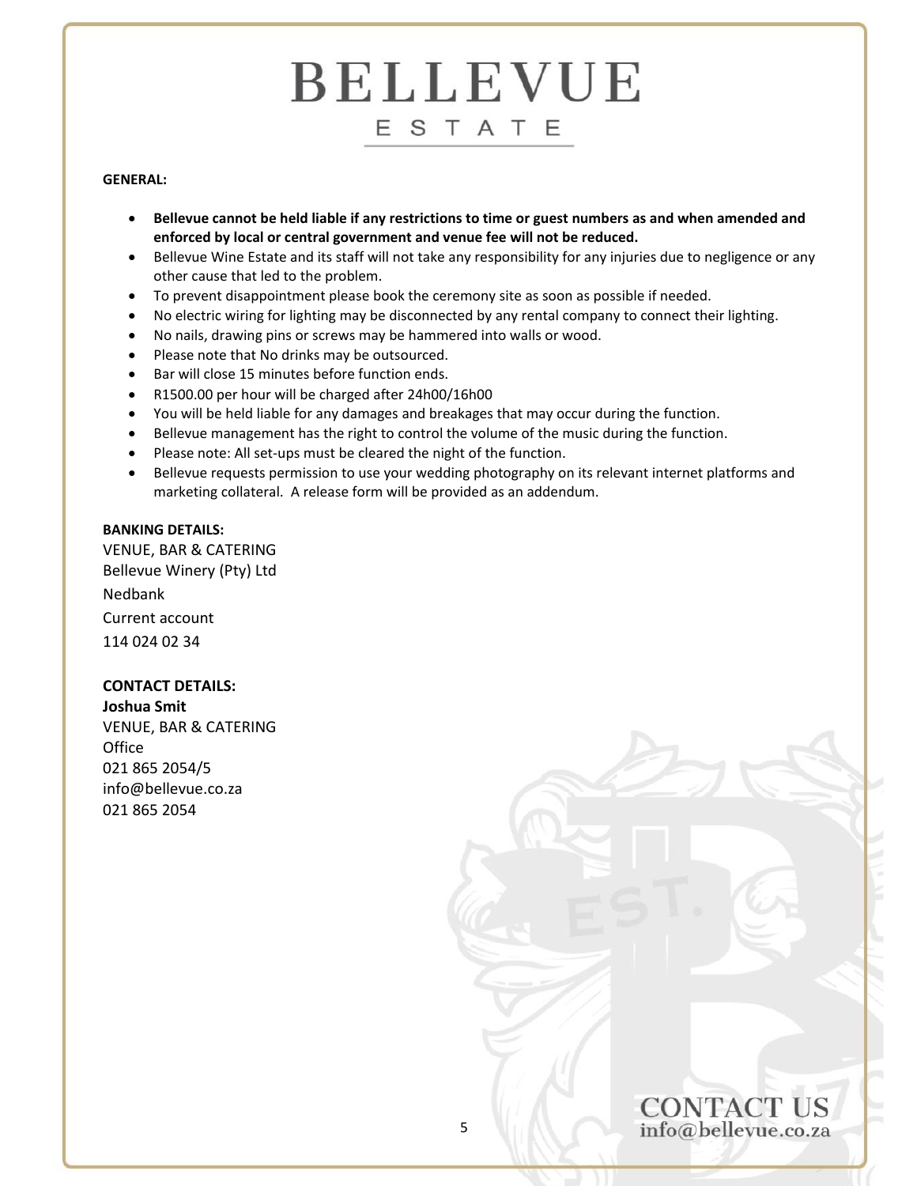**GENERAL:**

- **Bellevue cannot be held liable if any restrictions to time or guest numbers as and when amended and enforced by local or central government and venue fee will not be reduced.**
- Bellevue Wine Estate and its staff will not take any responsibility for any injuries due to negligence or any other cause that led to the problem.
- To prevent disappointment please book the ceremony site as soon as possible if needed.
- No electric wiring for lighting may be disconnected by any rental company to connect their lighting.
- No nails, drawing pins or screws may be hammered into walls or wood.
- Please note that No drinks may be outsourced.
- Bar will close 15 minutes before function ends.
- R1500.00 per hour will be charged after 24h00/16h00
- You will be held liable for any damages and breakages that may occur during the function.
- Bellevue management has the right to control the volume of the music during the function.
- Please note: All set-ups must be cleared the night of the function.
- Bellevue requests permission to use your wedding photography on its relevant internet platforms and marketing collateral. A release form will be provided as an addendum.

**BANKING DETAILS:**

VENUE, BAR & CATERING
Bellevue Winery (Pty) Ltd
Nedbank
Current account
114 024 02 34

**CONTACT DETAILS:**

**Joshua Smit**
VENUE, BAR & CATERING
Office
021 865 2054/5
info@bellevue.co.za
021 865 2054

CONTACT US
info@bellevue.co.za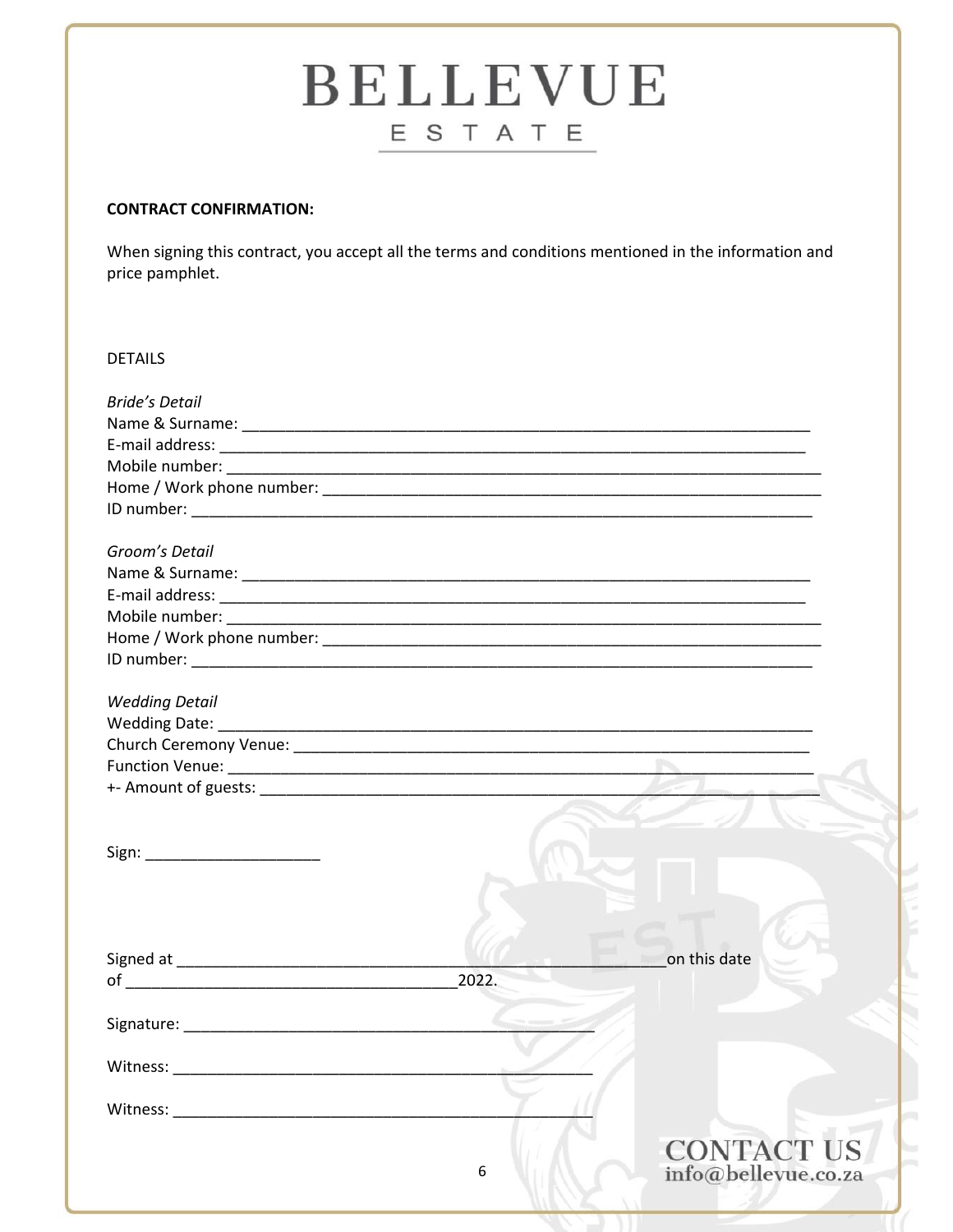# BELLEVUE

ESTATE

**CONTRACT CONFIRMATION:**

When signing this contract, you accept all the terms and conditions mentioned in the information and price pamphlet.

DETAILS

*Bride's Detail*

Name & Surname: ___________________________________________________________________

E-mail address: ___________________________________________________________________

Mobile number: ____________________________________________________________________

Home / Work phone number: __________________________________________________________

ID number: _______________________________________________________________________

*Groom's Detail*

Name & Surname: ___________________________________________________________________

E-mail address: ___________________________________________________________________

Mobile number: ____________________________________________________________________

Home / Work phone number: __________________________________________________________

ID number: _______________________________________________________________________

*Wedding Detail*

Wedding Date: _____________________________________________________________________

Church Ceremony Venue: _____________________________________________________________

Function Venue: ____________________________________________________________________

+- Amount of guests: ________________________________________________________________

Sign: ____________________

Signed at ________________________________________________________on this date of ______________________________________2022.

Signature: ______________________________________________

Witness: ______________________________________________

Witness: ______________________________________________

CONTACT US
info@bellevue.co.za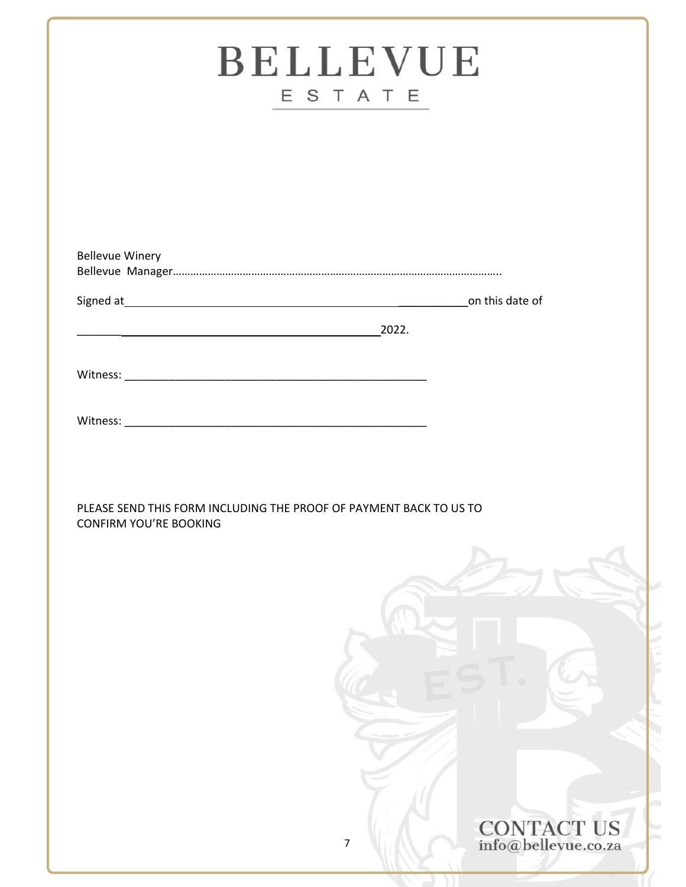# BELLEVUE

ESTATE

Bellevue Winery
Bellevue Manager……………………………………………………………………………………………………..

Signed at_______________________________________________on this date of

__________________________________________2022.

Witness: _________________________________________________

Witness: _________________________________________________

PLEASE SEND THIS FORM INCLUDING THE PROOF OF PAYMENT BACK TO US TO CONFIRM YOU'RE BOOKING

CONTACT US
info@bellevue.co.za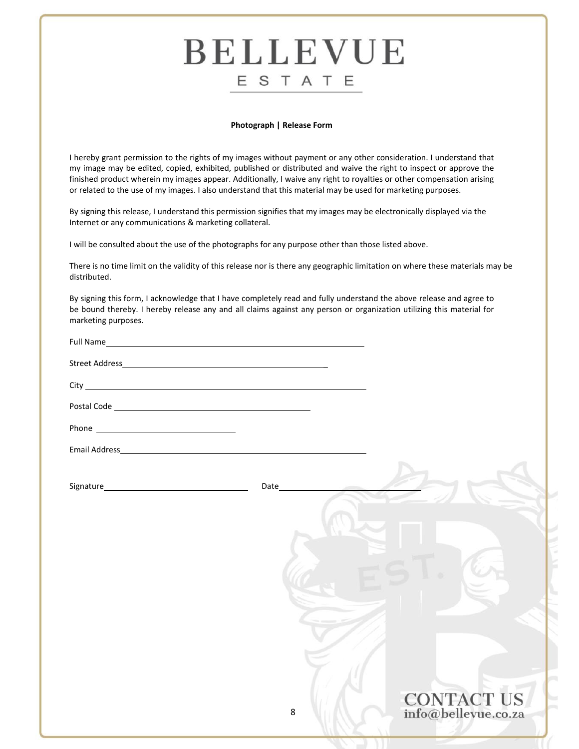# BELLEVUE
## ESTATE

**Photograph | Release Form**

I hereby grant permission to the rights of my images without payment or any other consideration. I understand that my image may be edited, copied, exhibited, published or distributed and waive the right to inspect or approve the finished product wherein my images appear. Additionally, I waive any right to royalties or other compensation arising or related to the use of my images. I also understand that this material may be used for marketing purposes.

By signing this release, I understand this permission signifies that my images may be electronically displayed via the Internet or any communications & marketing collateral.

I will be consulted about the use of the photographs for any purpose other than those listed above.

There is no time limit on the validity of this release nor is there any geographic limitation on where these materials may be distributed.

By signing this form, I acknowledge that I have completely read and fully understand the above release and agree to be bound thereby. I hereby release any and all claims against any person or organization utilizing this material for marketing purposes.

Full Name_______________________________________________

Street Address_______________________________________

City _______________________________________________

Postal Code ____________________________________

Phone __________________________

Email Address___________________________________________

Signature_____________________________ Date_____________________________

CONTACT US
info@bellevue.co.za